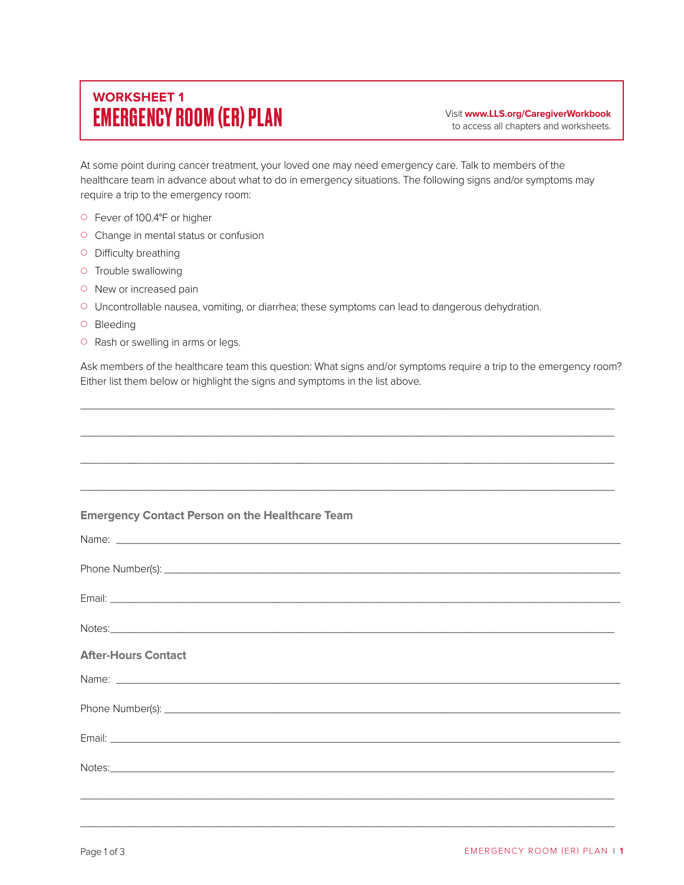**WORKSHEET 1**

# EMERGENCY ROOM (ER) PLAN

Visit **www.LLS.org/CaregiverWorkbook** to access all chapters and worksheets.

At some point during cancer treatment, your loved one may need emergency care. Talk to members of the healthcare team in advance about what to do in emergency situations. The following signs and/or symptoms may require a trip to the emergency room:

- Fever of 100.4°F or higher
- Change in mental status or confusion
- Difficulty breathing
- Trouble swallowing
- New or increased pain
- Uncontrollable nausea, vomiting, or diarrhea; these symptoms can lead to dangerous dehydration.
- Bleeding
- Rash or swelling in arms or legs.

Ask members of the healthcare team this question: What signs and/or symptoms require a trip to the emergency room? Either list them below or highlight the signs and symptoms in the list above.

\_\_\_\_\_\_\_\_\_\_\_\_\_\_\_\_\_\_\_\_\_\_\_\_\_\_\_\_\_\_\_\_\_\_\_\_\_\_\_\_\_\_\_\_\_\_\_\_\_\_\_\_\_\_\_\_\_\_\_\_\_\_\_\_\_\_\_\_\_\_\_\_

\_\_\_\_\_\_\_\_\_\_\_\_\_\_\_\_\_\_\_\_\_\_\_\_\_\_\_\_\_\_\_\_\_\_\_\_\_\_\_\_\_\_\_\_\_\_\_\_\_\_\_\_\_\_\_\_\_\_\_\_\_\_\_\_\_\_\_\_\_\_\_\_

\_\_\_\_\_\_\_\_\_\_\_\_\_\_\_\_\_\_\_\_\_\_\_\_\_\_\_\_\_\_\_\_\_\_\_\_\_\_\_\_\_\_\_\_\_\_\_\_\_\_\_\_\_\_\_\_\_\_\_\_\_\_\_\_\_\_\_\_\_\_\_\_

\_\_\_\_\_\_\_\_\_\_\_\_\_\_\_\_\_\_\_\_\_\_\_\_\_\_\_\_\_\_\_\_\_\_\_\_\_\_\_\_\_\_\_\_\_\_\_\_\_\_\_\_\_\_\_\_\_\_\_\_\_\_\_\_\_\_\_\_\_\_\_\_

### Emergency Contact Person on the Healthcare Team

Name: \_\_\_\_\_\_\_\_\_\_\_\_\_\_\_\_\_\_\_\_\_\_\_\_\_\_\_\_\_\_\_\_\_\_\_\_\_\_\_\_\_\_\_\_\_\_\_\_\_\_\_\_\_\_\_\_\_\_\_\_\_\_\_\_\_\_

Phone Number(s): \_\_\_\_\_\_\_\_\_\_\_\_\_\_\_\_\_\_\_\_\_\_\_\_\_\_\_\_\_\_\_\_\_\_\_\_\_\_\_\_\_\_\_\_\_\_\_\_\_\_\_\_\_\_\_\_\_

Email: \_\_\_\_\_\_\_\_\_\_\_\_\_\_\_\_\_\_\_\_\_\_\_\_\_\_\_\_\_\_\_\_\_\_\_\_\_\_\_\_\_\_\_\_\_\_\_\_\_\_\_\_\_\_\_\_\_\_\_\_\_\_\_\_\_\_

Notes: \_\_\_\_\_\_\_\_\_\_\_\_\_\_\_\_\_\_\_\_\_\_\_\_\_\_\_\_\_\_\_\_\_\_\_\_\_\_\_\_\_\_\_\_\_\_\_\_\_\_\_\_\_\_\_\_\_\_\_\_\_\_\_\_\_\_

### After-Hours Contact

Name: \_\_\_\_\_\_\_\_\_\_\_\_\_\_\_\_\_\_\_\_\_\_\_\_\_\_\_\_\_\_\_\_\_\_\_\_\_\_\_\_\_\_\_\_\_\_\_\_\_\_\_\_\_\_\_\_\_\_\_\_\_\_\_\_\_\_

Phone Number(s): \_\_\_\_\_\_\_\_\_\_\_\_\_\_\_\_\_\_\_\_\_\_\_\_\_\_\_\_\_\_\_\_\_\_\_\_\_\_\_\_\_\_\_\_\_\_\_\_\_\_\_\_\_\_\_\_\_

Email: \_\_\_\_\_\_\_\_\_\_\_\_\_\_\_\_\_\_\_\_\_\_\_\_\_\_\_\_\_\_\_\_\_\_\_\_\_\_\_\_\_\_\_\_\_\_\_\_\_\_\_\_\_\_\_\_\_\_\_\_\_\_\_\_\_\_

Notes: \_\_\_\_\_\_\_\_\_\_\_\_\_\_\_\_\_\_\_\_\_\_\_\_\_\_\_\_\_\_\_\_\_\_\_\_\_\_\_\_\_\_\_\_\_\_\_\_\_\_\_\_\_\_\_\_\_\_\_\_\_\_\_\_\_\_

\_\_\_\_\_\_\_\_\_\_\_\_\_\_\_\_\_\_\_\_\_\_\_\_\_\_\_\_\_\_\_\_\_\_\_\_\_\_\_\_\_\_\_\_\_\_\_\_\_\_\_\_\_\_\_\_\_\_\_\_\_\_\_\_\_\_\_\_\_\_\_\_

\_\_\_\_\_\_\_\_\_\_\_\_\_\_\_\_\_\_\_\_\_\_\_\_\_\_\_\_\_\_\_\_\_\_\_\_\_\_\_\_\_\_\_\_\_\_\_\_\_\_\_\_\_\_\_\_\_\_\_\_\_\_\_\_\_\_\_\_\_\_\_\_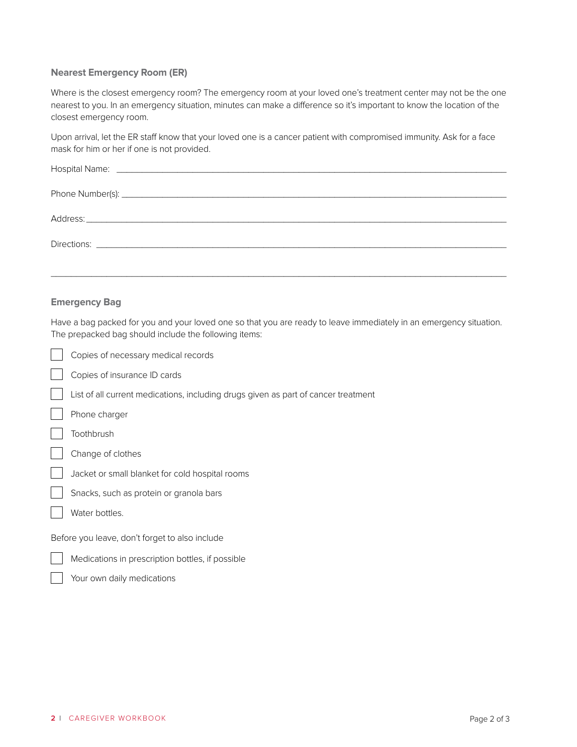## Nearest Emergency Room (ER)

Where is the closest emergency room? The emergency room at your loved one's treatment center may not be the one nearest to you. In an emergency situation, minutes can make a difference so it's important to know the location of the closest emergency room.

Upon arrival, let the ER staff know that your loved one is a cancer patient with compromised immunity. Ask for a face mask for him or her if one is not provided.

Hospital Name: ____________________________________________________________________________

Phone Number(s): __________________________________________________________________________

Address: _________________________________________________________________________________

Directions: _______________________________________________________________________________

__________________________________________________________________________________________

## Emergency Bag

Have a bag packed for you and your loved one so that you are ready to leave immediately in an emergency situation. The prepacked bag should include the following items:

- [ ] Copies of necessary medical records
- [ ] Copies of insurance ID cards
- [ ] List of all current medications, including drugs given as part of cancer treatment
- [ ] Phone charger
- [ ] Toothbrush
- [ ] Change of clothes
- [ ] Jacket or small blanket for cold hospital rooms
- [ ] Snacks, such as protein or granola bars
- [ ] Water bottles.

Before you leave, don't forget to also include

- [ ] Medications in prescription bottles, if possible
- [ ] Your own daily medications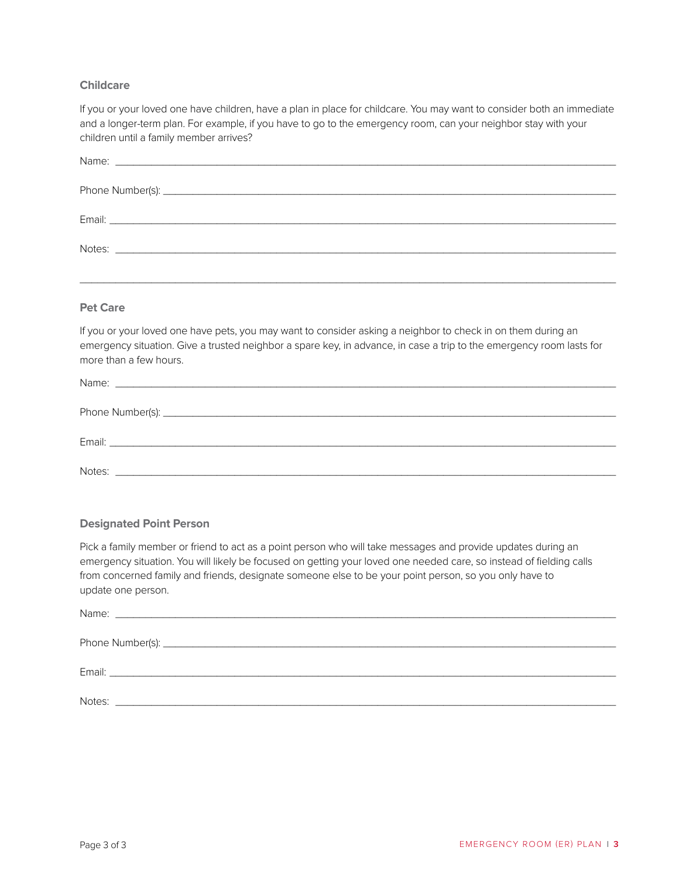### Childcare

If you or your loved one have children, have a plan in place for childcare. You may want to consider both an immediate and a longer-term plan. For example, if you have to go to the emergency room, can your neighbor stay with your children until a family member arrives?

Name: ___________________________________________________________________________

Phone Number(s): ___________________________________________________________________

Email: ____________________________________________________________________________

Notes: ___________________________________________________________________________

______________________________________________________________________________________

### Pet Care

If you or your loved one have pets, you may want to consider asking a neighbor to check in on them during an emergency situation. Give a trusted neighbor a spare key, in advance, in case a trip to the emergency room lasts for more than a few hours.

Name: ___________________________________________________________________________

Phone Number(s): ___________________________________________________________________

Email: ____________________________________________________________________________

Notes: ___________________________________________________________________________

### Designated Point Person

Pick a family member or friend to act as a point person who will take messages and provide updates during an emergency situation. You will likely be focused on getting your loved one needed care, so instead of fielding calls from concerned family and friends, designate someone else to be your point person, so you only have to update one person.

Name: ___________________________________________________________________________

Phone Number(s): ___________________________________________________________________

Email: ____________________________________________________________________________

Notes: ___________________________________________________________________________